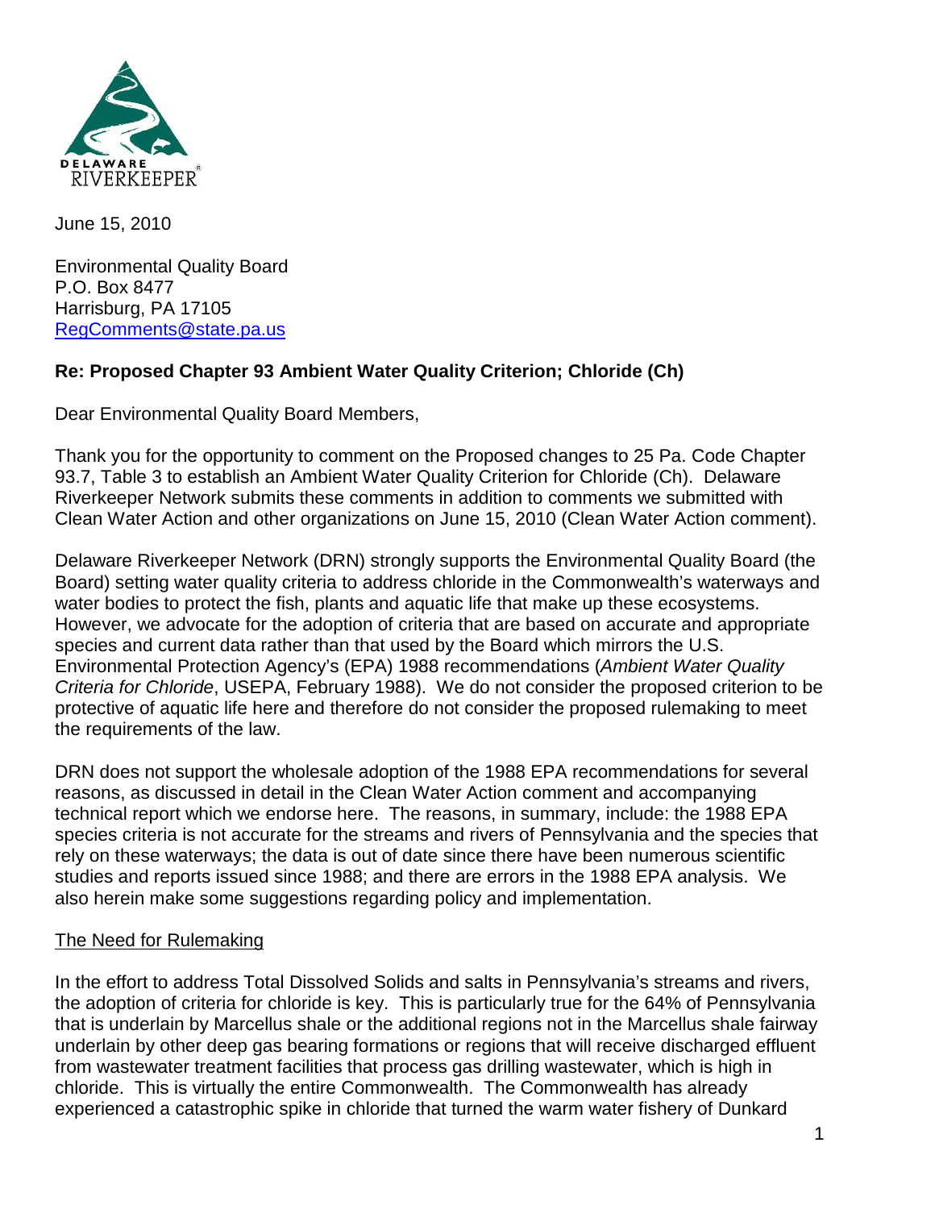June 15, 2010

Environmental Quality Board
P.O. Box 8477
Harrisburg, PA 17105
RegComments@state.pa.us

**Re: Proposed Chapter 93 Ambient Water Quality Criterion; Chloride (Ch)**

Dear Environmental Quality Board Members,

Thank you for the opportunity to comment on the Proposed changes to 25 Pa. Code Chapter 93.7, Table 3 to establish an Ambient Water Quality Criterion for Chloride (Ch). Delaware Riverkeeper Network submits these comments in addition to comments we submitted with Clean Water Action and other organizations on June 15, 2010 (Clean Water Action comment).

Delaware Riverkeeper Network (DRN) strongly supports the Environmental Quality Board (the Board) setting water quality criteria to address chloride in the Commonwealth's waterways and water bodies to protect the fish, plants and aquatic life that make up these ecosystems. However, we advocate for the adoption of criteria that are based on accurate and appropriate species and current data rather than that used by the Board which mirrors the U.S. Environmental Protection Agency's (EPA) 1988 recommendations (*Ambient Water Quality Criteria for Chloride*, USEPA, February 1988). We do not consider the proposed criterion to be protective of aquatic life here and therefore do not consider the proposed rulemaking to meet the requirements of the law.

DRN does not support the wholesale adoption of the 1988 EPA recommendations for several reasons, as discussed in detail in the Clean Water Action comment and accompanying technical report which we endorse here. The reasons, in summary, include: the 1988 EPA species criteria is not accurate for the streams and rivers of Pennsylvania and the species that rely on these waterways; the data is out of date since there have been numerous scientific studies and reports issued since 1988; and there are errors in the 1988 EPA analysis. We also herein make some suggestions regarding policy and implementation.

<u>The Need for Rulemaking</u>

In the effort to address Total Dissolved Solids and salts in Pennsylvania's streams and rivers, the adoption of criteria for chloride is key. This is particularly true for the 64% of Pennsylvania that is underlain by Marcellus shale or the additional regions not in the Marcellus shale fairway underlain by other deep gas bearing formations or regions that will receive discharged effluent from wastewater treatment facilities that process gas drilling wastewater, which is high in chloride. This is virtually the entire Commonwealth. The Commonwealth has already experienced a catastrophic spike in chloride that turned the warm water fishery of Dunkard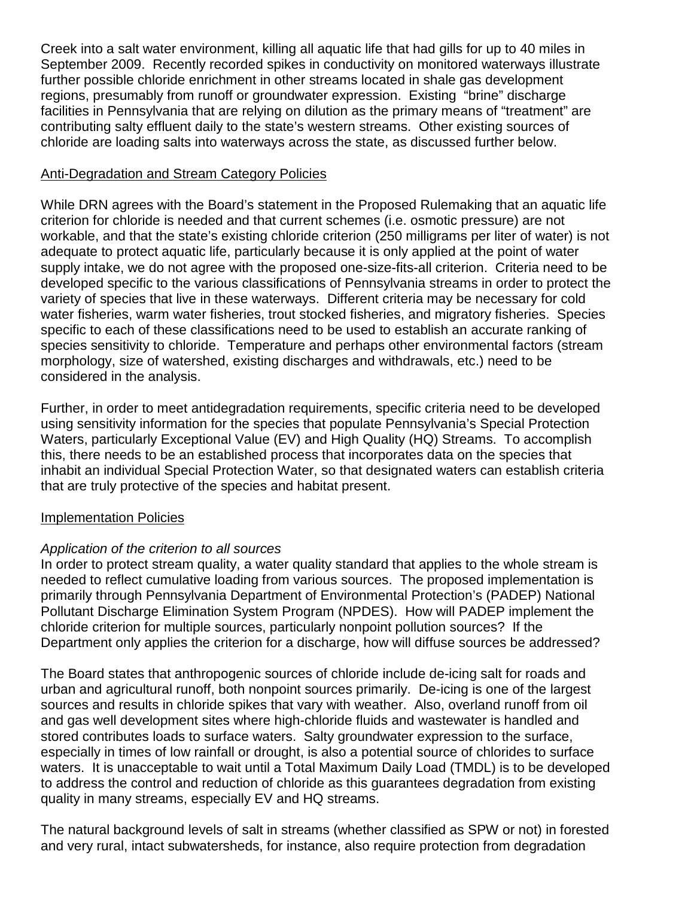Creek into a salt water environment, killing all aquatic life that had gills for up to 40 miles in September 2009. Recently recorded spikes in conductivity on monitored waterways illustrate further possible chloride enrichment in other streams located in shale gas development regions, presumably from runoff or groundwater expression. Existing "brine" discharge facilities in Pennsylvania that are relying on dilution as the primary means of "treatment" are contributing salty effluent daily to the state's western streams. Other existing sources of chloride are loading salts into waterways across the state, as discussed further below.

## Anti-Degradation and Stream Category Policies

While DRN agrees with the Board's statement in the Proposed Rulemaking that an aquatic life criterion for chloride is needed and that current schemes (i.e. osmotic pressure) are not workable, and that the state's existing chloride criterion (250 milligrams per liter of water) is not adequate to protect aquatic life, particularly because it is only applied at the point of water supply intake, we do not agree with the proposed one-size-fits-all criterion. Criteria need to be developed specific to the various classifications of Pennsylvania streams in order to protect the variety of species that live in these waterways. Different criteria may be necessary for cold water fisheries, warm water fisheries, trout stocked fisheries, and migratory fisheries. Species specific to each of these classifications need to be used to establish an accurate ranking of species sensitivity to chloride. Temperature and perhaps other environmental factors (stream morphology, size of watershed, existing discharges and withdrawals, etc.) need to be considered in the analysis.

Further, in order to meet antidegradation requirements, specific criteria need to be developed using sensitivity information for the species that populate Pennsylvania's Special Protection Waters, particularly Exceptional Value (EV) and High Quality (HQ) Streams. To accomplish this, there needs to be an established process that incorporates data on the species that inhabit an individual Special Protection Water, so that designated waters can establish criteria that are truly protective of the species and habitat present.

## Implementation Policies

*Application of the criterion to all sources*

In order to protect stream quality, a water quality standard that applies to the whole stream is needed to reflect cumulative loading from various sources. The proposed implementation is primarily through Pennsylvania Department of Environmental Protection's (PADEP) National Pollutant Discharge Elimination System Program (NPDES). How will PADEP implement the chloride criterion for multiple sources, particularly nonpoint pollution sources? If the Department only applies the criterion for a discharge, how will diffuse sources be addressed?

The Board states that anthropogenic sources of chloride include de-icing salt for roads and urban and agricultural runoff, both nonpoint sources primarily. De-icing is one of the largest sources and results in chloride spikes that vary with weather. Also, overland runoff from oil and gas well development sites where high-chloride fluids and wastewater is handled and stored contributes loads to surface waters. Salty groundwater expression to the surface, especially in times of low rainfall or drought, is also a potential source of chlorides to surface waters. It is unacceptable to wait until a Total Maximum Daily Load (TMDL) is to be developed to address the control and reduction of chloride as this guarantees degradation from existing quality in many streams, especially EV and HQ streams.

The natural background levels of salt in streams (whether classified as SPW or not) in forested and very rural, intact subwatersheds, for instance, also require protection from degradation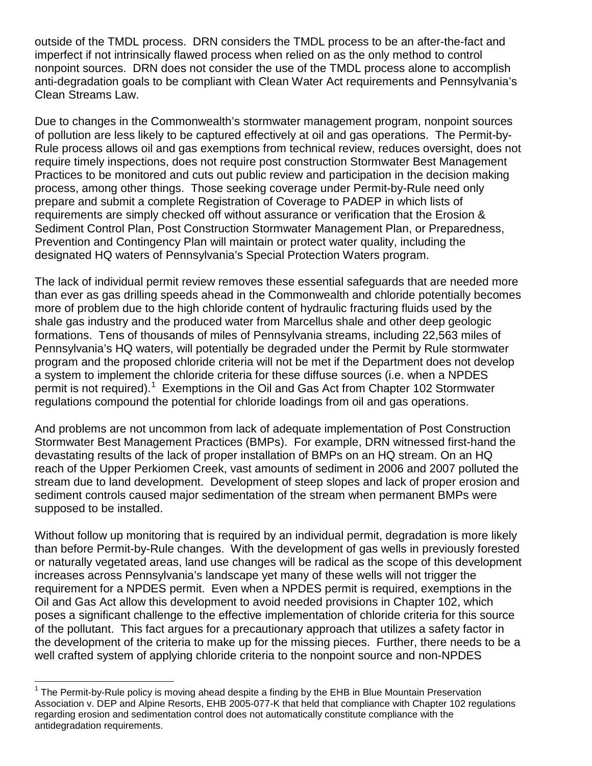outside of the TMDL process. DRN considers the TMDL process to be an after-the-fact and imperfect if not intrinsically flawed process when relied on as the only method to control nonpoint sources. DRN does not consider the use of the TMDL process alone to accomplish anti-degradation goals to be compliant with Clean Water Act requirements and Pennsylvania's Clean Streams Law.

Due to changes in the Commonwealth's stormwater management program, nonpoint sources of pollution are less likely to be captured effectively at oil and gas operations. The Permit-by-Rule process allows oil and gas exemptions from technical review, reduces oversight, does not require timely inspections, does not require post construction Stormwater Best Management Practices to be monitored and cuts out public review and participation in the decision making process, among other things. Those seeking coverage under Permit-by-Rule need only prepare and submit a complete Registration of Coverage to PADEP in which lists of requirements are simply checked off without assurance or verification that the Erosion & Sediment Control Plan, Post Construction Stormwater Management Plan, or Preparedness, Prevention and Contingency Plan will maintain or protect water quality, including the designated HQ waters of Pennsylvania's Special Protection Waters program.

The lack of individual permit review removes these essential safeguards that are needed more than ever as gas drilling speeds ahead in the Commonwealth and chloride potentially becomes more of problem due to the high chloride content of hydraulic fracturing fluids used by the shale gas industry and the produced water from Marcellus shale and other deep geologic formations. Tens of thousands of miles of Pennsylvania streams, including 22,563 miles of Pennsylvania's HQ waters, will potentially be degraded under the Permit by Rule stormwater program and the proposed chloride criteria will not be met if the Department does not develop a system to implement the chloride criteria for these diffuse sources (i.e. when a NPDES permit is not required).[1] Exemptions in the Oil and Gas Act from Chapter 102 Stormwater regulations compound the potential for chloride loadings from oil and gas operations.

And problems are not uncommon from lack of adequate implementation of Post Construction Stormwater Best Management Practices (BMPs). For example, DRN witnessed first-hand the devastating results of the lack of proper installation of BMPs on an HQ stream. On an HQ reach of the Upper Perkiomen Creek, vast amounts of sediment in 2006 and 2007 polluted the stream due to land development. Development of steep slopes and lack of proper erosion and sediment controls caused major sedimentation of the stream when permanent BMPs were supposed to be installed.

Without follow up monitoring that is required by an individual permit, degradation is more likely than before Permit-by-Rule changes. With the development of gas wells in previously forested or naturally vegetated areas, land use changes will be radical as the scope of this development increases across Pennsylvania's landscape yet many of these wells will not trigger the requirement for a NPDES permit. Even when a NPDES permit is required, exemptions in the Oil and Gas Act allow this development to avoid needed provisions in Chapter 102, which poses a significant challenge to the effective implementation of chloride criteria for this source of the pollutant. This fact argues for a precautionary approach that utilizes a safety factor in the development of the criteria to make up for the missing pieces. Further, there needs to be a well crafted system of applying chloride criteria to the nonpoint source and non-NPDES

[1] The Permit-by-Rule policy is moving ahead despite a finding by the EHB in Blue Mountain Preservation Association v. DEP and Alpine Resorts, EHB 2005-077-K that held that compliance with Chapter 102 regulations regarding erosion and sedimentation control does not automatically constitute compliance with the antidegradation requirements.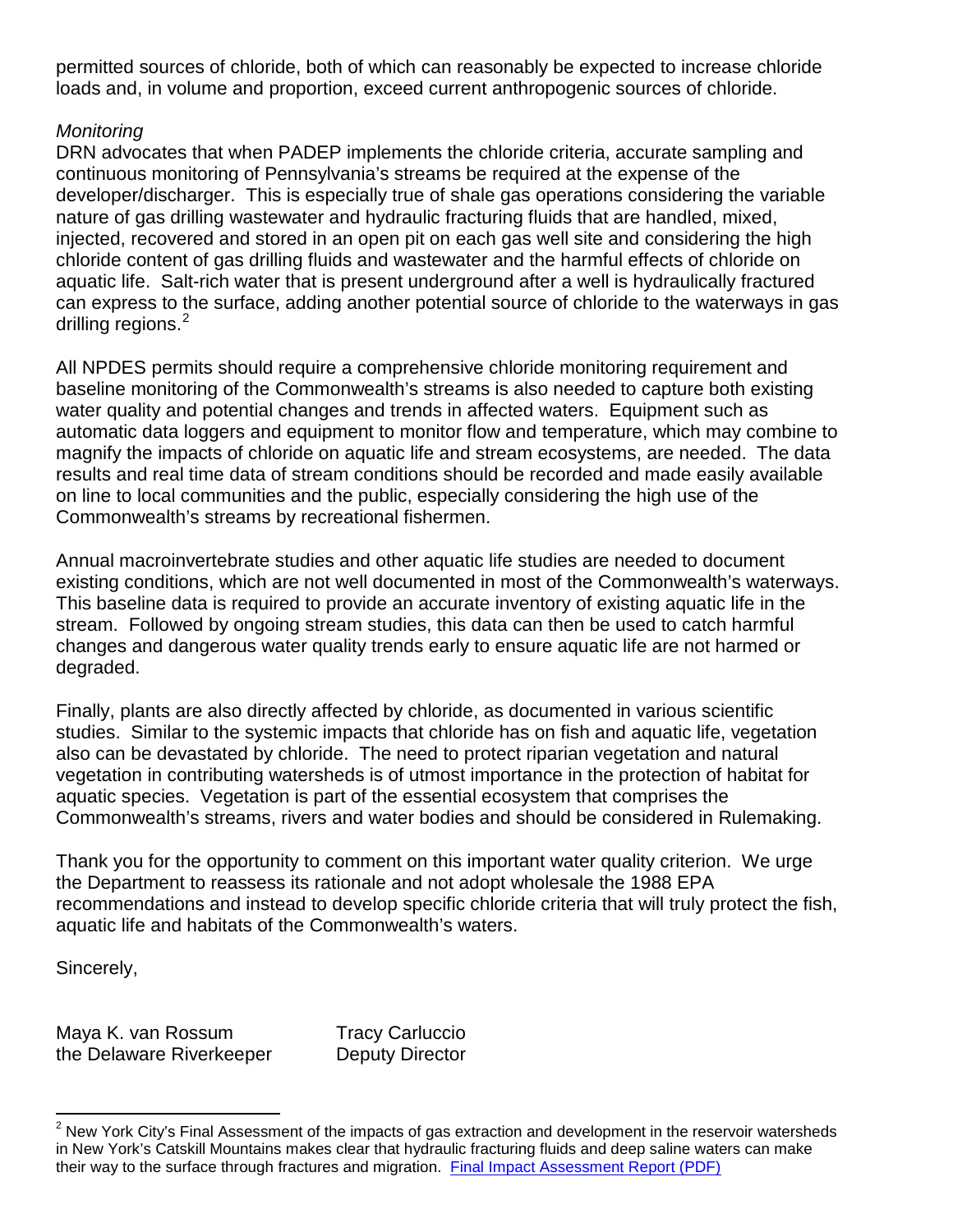permitted sources of chloride, both of which can reasonably be expected to increase chloride loads and, in volume and proportion, exceed current anthropogenic sources of chloride.

*Monitoring*

DRN advocates that when PADEP implements the chloride criteria, accurate sampling and continuous monitoring of Pennsylvania's streams be required at the expense of the developer/discharger. This is especially true of shale gas operations considering the variable nature of gas drilling wastewater and hydraulic fracturing fluids that are handled, mixed, injected, recovered and stored in an open pit on each gas well site and considering the high chloride content of gas drilling fluids and wastewater and the harmful effects of chloride on aquatic life. Salt-rich water that is present underground after a well is hydraulically fractured can express to the surface, adding another potential source of chloride to the waterways in gas drilling regions.[2]

All NPDES permits should require a comprehensive chloride monitoring requirement and baseline monitoring of the Commonwealth's streams is also needed to capture both existing water quality and potential changes and trends in affected waters. Equipment such as automatic data loggers and equipment to monitor flow and temperature, which may combine to magnify the impacts of chloride on aquatic life and stream ecosystems, are needed. The data results and real time data of stream conditions should be recorded and made easily available on line to local communities and the public, especially considering the high use of the Commonwealth's streams by recreational fishermen.

Annual macroinvertebrate studies and other aquatic life studies are needed to document existing conditions, which are not well documented in most of the Commonwealth's waterways. This baseline data is required to provide an accurate inventory of existing aquatic life in the stream. Followed by ongoing stream studies, this data can then be used to catch harmful changes and dangerous water quality trends early to ensure aquatic life are not harmed or degraded.

Finally, plants are also directly affected by chloride, as documented in various scientific studies. Similar to the systemic impacts that chloride has on fish and aquatic life, vegetation also can be devastated by chloride. The need to protect riparian vegetation and natural vegetation in contributing watersheds is of utmost importance in the protection of habitat for aquatic species. Vegetation is part of the essential ecosystem that comprises the Commonwealth's streams, rivers and water bodies and should be considered in Rulemaking.

Thank you for the opportunity to comment on this important water quality criterion. We urge the Department to reassess its rationale and not adopt wholesale the 1988 EPA recommendations and instead to develop specific chloride criteria that will truly protect the fish, aquatic life and habitats of the Commonwealth's waters.

Sincerely,

Maya K. van Rossum
the Delaware Riverkeeper

Tracy Carluccio
Deputy Director

---

[2] New York City's Final Assessment of the impacts of gas extraction and development in the reservoir watersheds in New York's Catskill Mountains makes clear that hydraulic fracturing fluids and deep saline waters can make their way to the surface through fractures and migration. Final Impact Assessment Report (PDF)